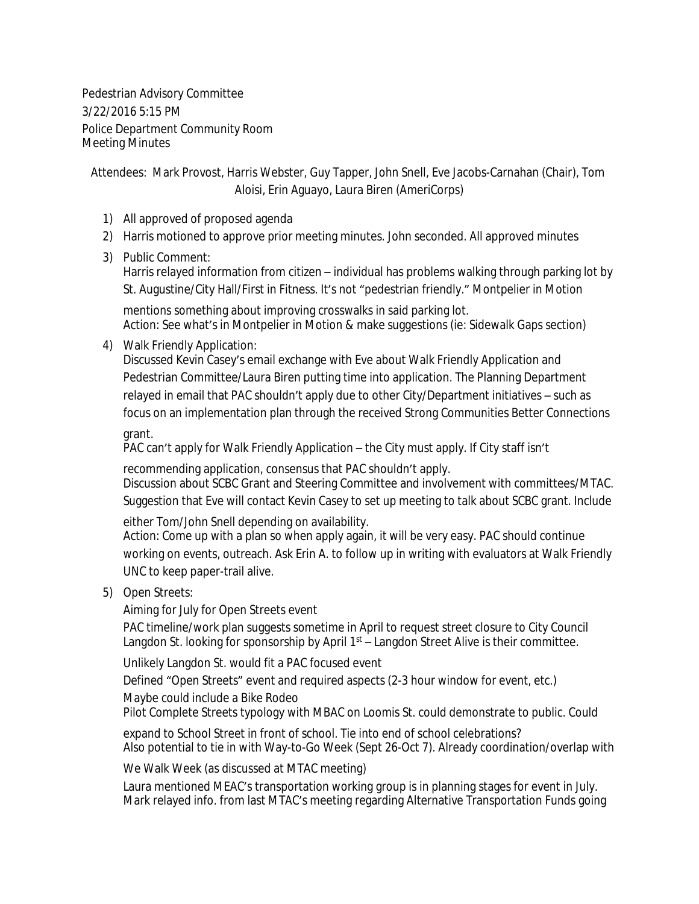Pedestrian Advisory Committee
3/22/2016 5:15 PM
Police Department Community Room
Meeting Minutes

Attendees: Mark Provost, Harris Webster, Guy Tapper, John Snell, Eve Jacobs-Carnahan (Chair), Tom Aloisi, Erin Aguayo, Laura Biren (AmeriCorps)

1) All approved of proposed agenda
2) Harris motioned to approve prior meeting minutes. John seconded. All approved minutes
3) Public Comment:
   Harris relayed information from citizen – individual has problems walking through parking lot by St. Augustine/City Hall/First in Fitness. It's not "pedestrian friendly." Montpelier in Motion mentions something about improving crosswalks in said parking lot.
   Action: See what's in Montpelier in Motion & make suggestions (ie: Sidewalk Gaps section)
4) Walk Friendly Application:
   Discussed Kevin Casey's email exchange with Eve about Walk Friendly Application and Pedestrian Committee/Laura Biren putting time into application. The Planning Department relayed in email that PAC shouldn't apply due to other City/Department initiatives – such as focus on an implementation plan through the received Strong Communities Better Connections grant.
   PAC can't apply for Walk Friendly Application – the City must apply. If City staff isn't recommending application, consensus that PAC shouldn't apply.
   Discussion about SCBC Grant and Steering Committee and involvement with committees/MTAC. Suggestion that Eve will contact Kevin Casey to set up meeting to talk about SCBC grant. Include either Tom/John Snell depending on availability.
   Action: Come up with a plan so when apply again, it will be very easy. PAC should continue working on events, outreach. Ask Erin A. to follow up in writing with evaluators at Walk Friendly UNC to keep paper-trail alive.
5) Open Streets:
   Aiming for July for Open Streets event
   PAC timeline/work plan suggests sometime in April to request street closure to City Council
   Langdon St. looking for sponsorship by April 1st – Langdon Street Alive is their committee.
   Unlikely Langdon St. would fit a PAC focused event
   Defined "Open Streets" event and required aspects (2-3 hour window for event, etc.)
   Maybe could include a Bike Rodeo
   Pilot Complete Streets typology with MBAC on Loomis St. could demonstrate to public. Could expand to School Street in front of school. Tie into end of school celebrations?
   Also potential to tie in with Way-to-Go Week (Sept 26-Oct 7). Already coordination/overlap with We Walk Week (as discussed at MTAC meeting)
   Laura mentioned MEAC's transportation working group is in planning stages for event in July.
   Mark relayed info. from last MTAC's meeting regarding Alternative Transportation Funds going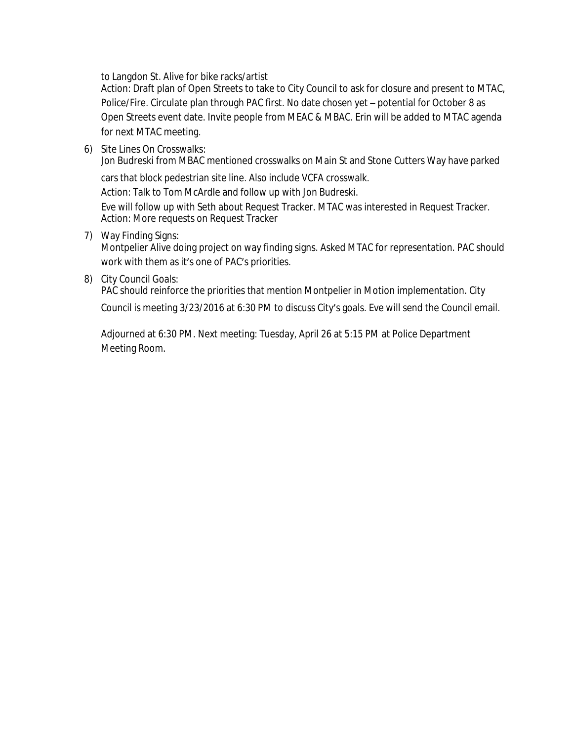to Langdon St. Alive for bike racks/artist
Action: Draft plan of Open Streets to take to City Council to ask for closure and present to MTAC, Police/Fire. Circulate plan through PAC first. No date chosen yet – potential for October 8 as Open Streets event date. Invite people from MEAC & MBAC. Erin will be added to MTAC agenda for next MTAC meeting.

6) Site Lines On Crosswalks:
Jon Budreski from MBAC mentioned crosswalks on Main St and Stone Cutters Way have parked cars that block pedestrian site line. Also include VCFA crosswalk.
Action: Talk to Tom McArdle and follow up with Jon Budreski.
Eve will follow up with Seth about Request Tracker. MTAC was interested in Request Tracker.
Action: More requests on Request Tracker

7) Way Finding Signs:
Montpelier Alive doing project on way finding signs. Asked MTAC for representation. PAC should work with them as it's one of PAC's priorities.

8) City Council Goals:
PAC should reinforce the priorities that mention Montpelier in Motion implementation. City Council is meeting 3/23/2016 at 6:30 PM to discuss City's goals. Eve will send the Council email.

Adjourned at 6:30 PM. Next meeting: Tuesday, April 26 at 5:15 PM at Police Department Meeting Room.